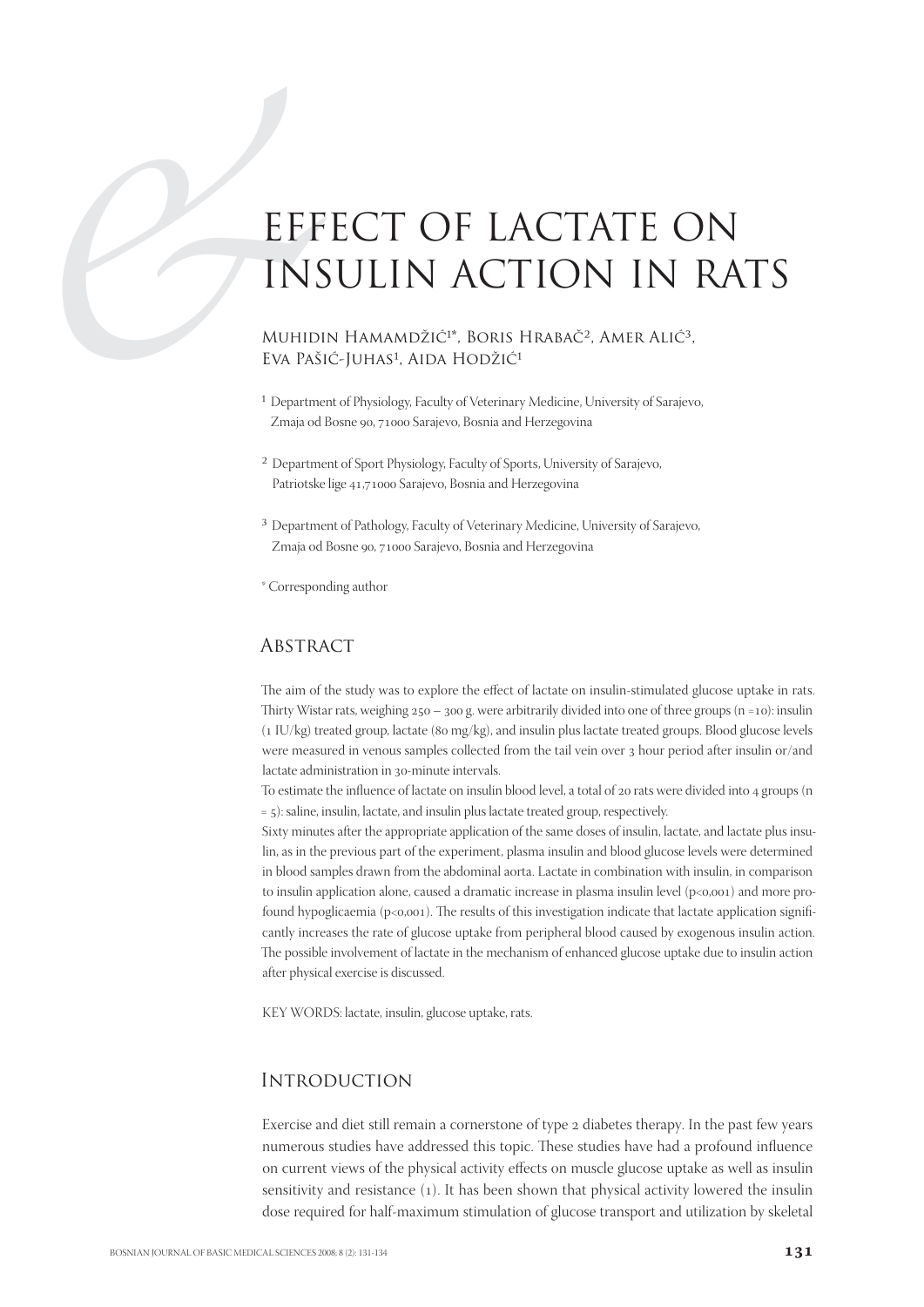# EFFECT OF LACTATE ON INSULIN ACTION IN RATS

Muhidin Hamamdžić[1*], Boris Hrabač[2], Amer Alić[3], Eva Pašić-Juhas[1], Aida Hodžić[1]

[1] Department of Physiology, Faculty of Veterinary Medicine, University of Sarajevo, Zmaja od Bosne 90, 71000 Sarajevo, Bosnia and Herzegovina

[2] Department of Sport Physiology, Faculty of Sports, University of Sarajevo, Patriotske lige 41,71000 Sarajevo, Bosnia and Herzegovina

[3] Department of Pathology, Faculty of Veterinary Medicine, University of Sarajevo, Zmaja od Bosne 90, 71000 Sarajevo, Bosnia and Herzegovina

\* Corresponding author

## Abstract

The aim of the study was to explore the effect of lactate on insulin-stimulated glucose uptake in rats. Thirty Wistar rats, weighing 250 – 300 g. were arbitrarily divided into one of three groups (n =10): insulin (1 IU/kg) treated group, lactate (80 mg/kg), and insulin plus lactate treated groups. Blood glucose levels were measured in venous samples collected from the tail vein over 3 hour period after insulin or/and lactate administration in 30-minute intervals.

To estimate the influence of lactate on insulin blood level, a total of 20 rats were divided into 4 groups (n = 5): saline, insulin, lactate, and insulin plus lactate treated group, respectively.

Sixty minutes after the appropriate application of the same doses of insulin, lactate, and lactate plus insulin, as in the previous part of the experiment, plasma insulin and blood glucose levels were determined in blood samples drawn from the abdominal aorta. Lactate in combination with insulin, in comparison to insulin application alone, caused a dramatic increase in plasma insulin level ($p<0,001$) and more profound hypoglicaemia ($p<0,001$). The results of this investigation indicate that lactate application significantly increases the rate of glucose uptake from peripheral blood caused by exogenous insulin action. The possible involvement of lactate in the mechanism of enhanced glucose uptake due to insulin action after physical exercise is discussed.

KEY WORDS: lactate, insulin, glucose uptake, rats.

## Introduction

Exercise and diet still remain a cornerstone of type 2 diabetes therapy. In the past few years numerous studies have addressed this topic. These studies have had a profound influence on current views of the physical activity effects on muscle glucose uptake as well as insulin sensitivity and resistance (1). It has been shown that physical activity lowered the insulin dose required for half-maximum stimulation of glucose transport and utilization by skeletal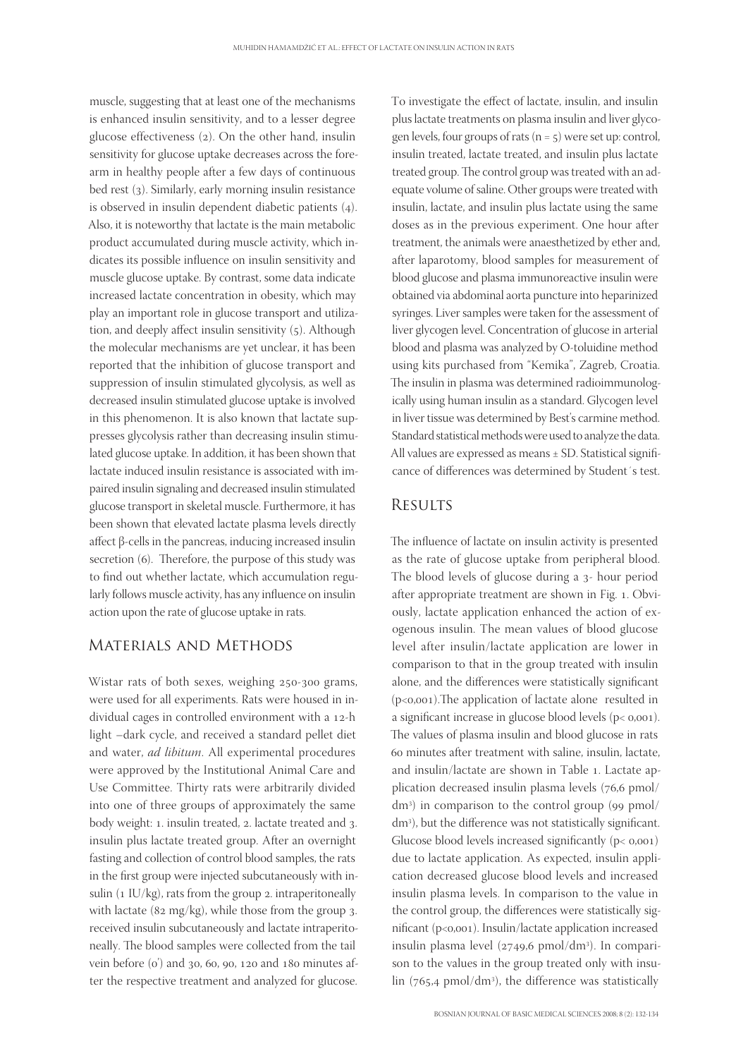muscle, suggesting that at least one of the mechanisms is enhanced insulin sensitivity, and to a lesser degree glucose effectiveness (2). On the other hand, insulin sensitivity for glucose uptake decreases across the forearm in healthy people after a few days of continuous bed rest (3). Similarly, early morning insulin resistance is observed in insulin dependent diabetic patients (4). Also, it is noteworthy that lactate is the main metabolic product accumulated during muscle activity, which indicates its possible influence on insulin sensitivity and muscle glucose uptake. By contrast, some data indicate increased lactate concentration in obesity, which may play an important role in glucose transport and utilization, and deeply affect insulin sensitivity (5). Although the molecular mechanisms are yet unclear, it has been reported that the inhibition of glucose transport and suppression of insulin stimulated glycolysis, as well as decreased insulin stimulated glucose uptake is involved in this phenomenon. It is also known that lactate suppresses glycolysis rather than decreasing insulin stimulated glucose uptake. In addition, it has been shown that lactate induced insulin resistance is associated with impaired insulin signaling and decreased insulin stimulated glucose transport in skeletal muscle. Furthermore, it has been shown that elevated lactate plasma levels directly affect β-cells in the pancreas, inducing increased insulin secretion (6). Therefore, the purpose of this study was to find out whether lactate, which accumulation regularly follows muscle activity, has any influence on insulin action upon the rate of glucose uptake in rats.

## Materials and Methods

Wistar rats of both sexes, weighing 250-300 grams, were used for all experiments. Rats were housed in individual cages in controlled environment with a 12-h light –dark cycle, and received a standard pellet diet and water, *ad libitum*. All experimental procedures were approved by the Institutional Animal Care and Use Committee. Thirty rats were arbitrarily divided into one of three groups of approximately the same body weight: 1. insulin treated, 2. lactate treated and 3. insulin plus lactate treated group. After an overnight fasting and collection of control blood samples, the rats in the first group were injected subcutaneously with insulin (1 IU/kg), rats from the group 2. intraperitoneally with lactate (82 mg/kg), while those from the group 3. received insulin subcutaneously and lactate intraperitoneally. The blood samples were collected from the tail vein before (0') and 30, 60, 90, 120 and 180 minutes after the respective treatment and analyzed for glucose. To investigate the effect of lactate, insulin, and insulin plus lactate treatments on plasma insulin and liver glycogen levels, four groups of rats (n = 5) were set up: control, insulin treated, lactate treated, and insulin plus lactate treated group. The control group was treated with an adequate volume of saline. Other groups were treated with insulin, lactate, and insulin plus lactate using the same doses as in the previous experiment. One hour after treatment, the animals were anaesthetized by ether and, after laparotomy, blood samples for measurement of blood glucose and plasma immunoreactive insulin were obtained via abdominal aorta puncture into heparinized syringes. Liver samples were taken for the assessment of liver glycogen level. Concentration of glucose in arterial blood and plasma was analyzed by O-toluidine method using kits purchased from "Kemika", Zagreb, Croatia. The insulin in plasma was determined radioimmunologically using human insulin as a standard. Glycogen level in liver tissue was determined by Best's carmine method. Standard statistical methods were used to analyze the data. All values are expressed as means ± SD. Statistical significance of differences was determined by Student´s test.

## Results

The influence of lactate on insulin activity is presented as the rate of glucose uptake from peripheral blood. The blood levels of glucose during a 3- hour period after appropriate treatment are shown in Fig. 1. Obviously, lactate application enhanced the action of exogenous insulin. The mean values of blood glucose level after insulin/lactate application are lower in comparison to that in the group treated with insulin alone, and the differences were statistically significant ($p<0{,}001$).The application of lactate alone resulted in a significant increase in glucose blood levels ($p<0{,}001$). The values of plasma insulin and blood glucose in rats 60 minutes after treatment with saline, insulin, lactate, and insulin/lactate are shown in Table 1. Lactate application decreased insulin plasma levels (76,6 pmol/$dm^3$) in comparison to the control group (99 pmol/$dm^3$), but the difference was not statistically significant. Glucose blood levels increased significantly ($p<0{,}001$) due to lactate application. As expected, insulin application decreased glucose blood levels and increased insulin plasma levels. In comparison to the value in the control group, the differences were statistically significant ($p<0{,}001$). Insulin/lactate application increased insulin plasma level (2749,6 pmol/$dm^3$). In comparison to the values in the group treated only with insulin (765,4 pmol/$dm^3$), the difference was statistically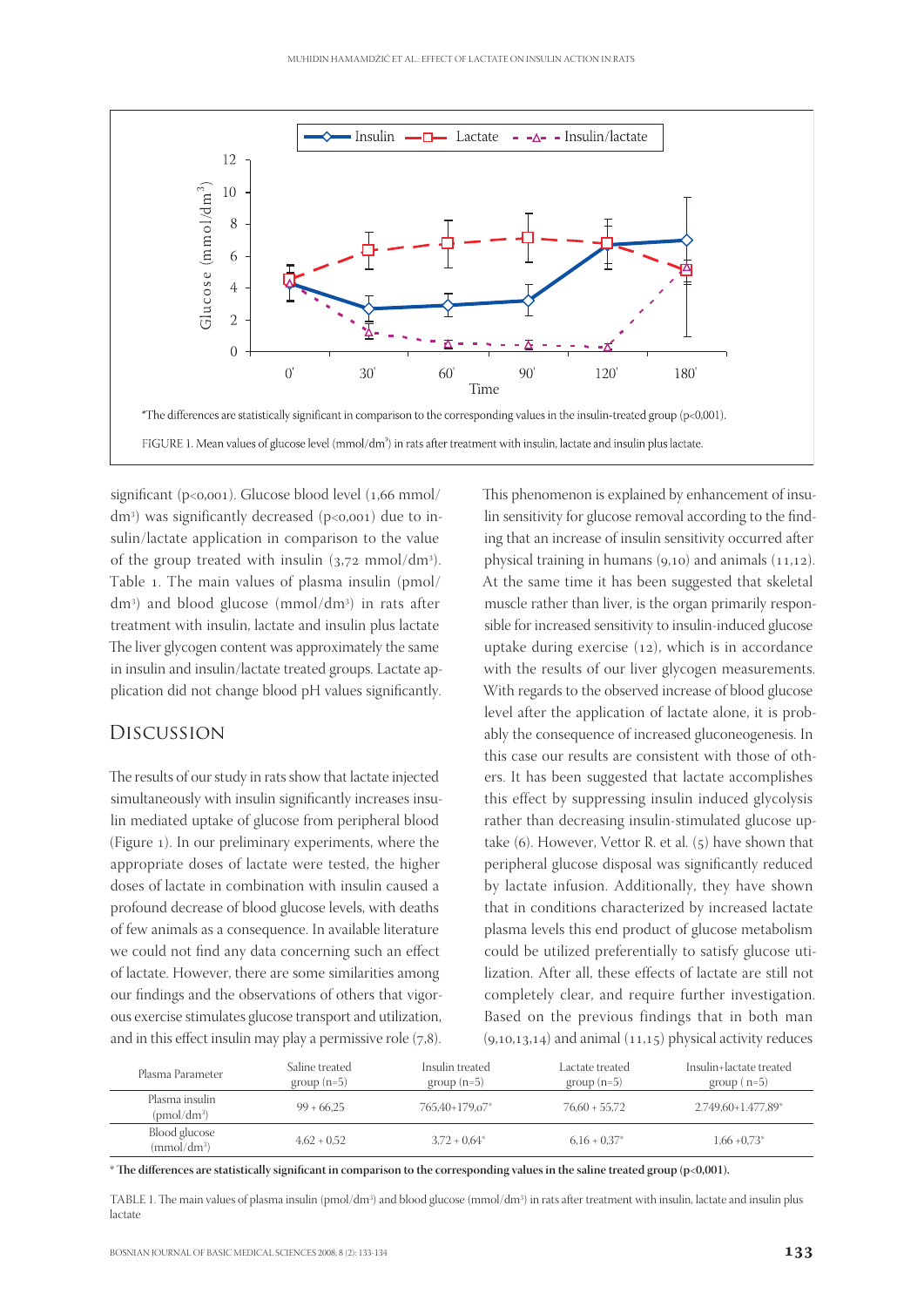*The differences are statistically significant in comparison to the corresponding values in the insulin-treated group (p<0,001).

FIGURE 1. Mean values of glucose level (mmol/dm³) in rats after treatment with insulin, lactate and insulin plus lactate.

significant (p<0,001). Glucose blood level (1,66 mmol/dm³) was significantly decreased (p<0,001) due to insulin/lactate application in comparison to the value of the group treated with insulin (3,72 mmol/dm³). Table 1. The main values of plasma insulin (pmol/dm³) and blood glucose (mmol/dm³) in rats after treatment with insulin, lactate and insulin plus lactate The liver glycogen content was approximately the same in insulin and insulin/lactate treated groups. Lactate application did not change blood pH values significantly.

## Discussion

The results of our study in rats show that lactate injected simultaneously with insulin significantly increases insulin mediated uptake of glucose from peripheral blood (Figure 1). In our preliminary experiments, where the appropriate doses of lactate were tested, the higher doses of lactate in combination with insulin caused a profound decrease of blood glucose levels, with deaths of few animals as a consequence. In available literature we could not find any data concerning such an effect of lactate. However, there are some similarities among our findings and the observations of others that vigorous exercise stimulates glucose transport and utilization, and in this effect insulin may play a permissive role (7,8). This phenomenon is explained by enhancement of insulin sensitivity for glucose removal according to the finding that an increase of insulin sensitivity occurred after physical training in humans (9,10) and animals (11,12). At the same time it has been suggested that skeletal muscle rather than liver, is the organ primarily responsible for increased sensitivity to insulin-induced glucose uptake during exercise (12), which is in accordance with the results of our liver glycogen measurements. With regards to the observed increase of blood glucose level after the application of lactate alone, it is probably the consequence of increased gluconeogenesis. In this case our results are consistent with those of others. It has been suggested that lactate accomplishes this effect by suppressing insulin induced glycolysis rather than decreasing insulin-stimulated glucose uptake (6). However, Vettor R. et al. (5) have shown that peripheral glucose disposal was significantly reduced by lactate infusion. Additionally, they have shown that in conditions characterized by increased lactate plasma levels this end product of glucose metabolism could be utilized preferentially to satisfy glucose utilization. After all, these effects of lactate are still not completely clear, and require further investigation. Based on the previous findings that in both man (9,10,13,14) and animal (11,15) physical activity reduces

| Plasma Parameter | Saline treated group (n=5) | Insulin treated group (n=5) | Lactate treated group (n=5) | Insulin+lactate treated group ( n=5) |
|---|---|---|---|---|
| Plasma insulin (pmol/dm³) | 99 + 66,25 | 765,40+179,07* | 76,60 + 55,72 | 2.749,60+1.477,89* |
| Blood glucose (mmol/dm³) | 4,62 + 0,52 | 3,72 + 0,64* | 6,16 + 0,37* | 1,66 +0,73* |

**\* The differences are statistically significant in comparison to the corresponding values in the saline treated group (p<0,001).**

TABLE 1. The main values of plasma insulin (pmol/dm³) and blood glucose (mmol/dm³) in rats after treatment with insulin, lactate and insulin plus lactate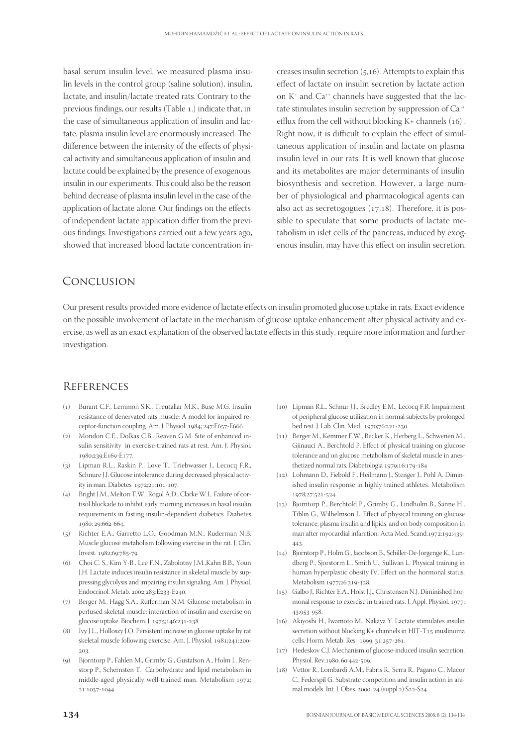basal serum insulin level, we measured plasma insulin levels in the control group (saline solution), insulin, lactate, and insulin/lactate treated rats. Contrary to the previous findings, our results (Table 1.) indicate that, in the case of simultaneous application of insulin and lactate, plasma insulin level are enormously increased. The difference between the intensity of the effects of physical activity and simultaneous application of insulin and lactate could be explained by the presence of exogenous insulin in our experiments. This could also be the reason behind decrease of plasma insulin level in the case of the application of lactate alone. Our findings on the effects of independent lactate application differ from the previous findings. Investigations carried out a few years ago, showed that increased blood lactate concentration increases insulin secretion (5,16). Attempts to explain this effect of lactate on insulin secretion by lactate action on $K^+$ and $Ca^{++}$ channels have suggested that the lactate stimulates insulin secretion by suppression of $Ca^{++}$ efflux from the cell without blocking K+ channels (16). Right now, it is difficult to explain the effect of simultaneous application of insulin and lactate on plasma insulin level in our rats. It is well known that glucose and its metabolites are major determinants of insulin biosynthesis and secretion. However, a large number of physiological and pharmacological agents can also act as secretogogues (17,18). Therefore, it is possible to speculate that some products of lactate metabolism in islet cells of the pancreas, induced by exogenous insulin, may have this effect on insulin secretion.

## Conclusion

Our present results provided more evidence of lactate effects on insulin promoted glucose uptake in rats. Exact evidence on the possible involvement of lactate in the mechanism of glucose uptake enhancement after physical activity and exercise, as well as an exact explanation of the observed lactate effects in this study, require more information and further investigation.

## References

(1) Burant C.F., Lemmon S.K., Treutallar M.K., Buse M.G. Insulin resistance of denervated rats muscle: A model for impaired receptor-function coupling. Am. J. Physiol. 1984; 247:E657-E666.

(2) Mondon C.E., Dolkas C.B., Reaven G.M. Site of enhanced insulin sensitivity in exercise-trained rats at rest. Am. J. Physiol. 1980;239:E169-E177.

(3) Lipman R.L., Raskin P., Love T., Triebwasser J., Lecocq F.R., Schnure J.J. Glucose intolerance during decreased physical activity in man. Diabetes 1972;21:101-107.

(4) Bright J.M., Melton T.W., Rogol A.D., Clarke W.L. Failure of cortisol blockade to inhibit early morning increases in basal insulin requirements in fasting insulin-dependent diabetics. Diabetes 1980; 29:662-664.

(5) Richter E.A., Garretto L.O., Goodman M.N., Ruderman N.B. Muscle glucose metabolism following exercise in the rat. J. Clin. Invest. 1982;69:785-79.

(6) Choi C. S., Kim Y-B., Lee F.N., Zabolotny J.M.,Kahn B.B., Youn J.H. Lactate induces insulin resistance in skeletal muscle by suppressing glycolysis and impairing insulin signaling. Am. J. Physiol. Endocrinol. Metab. 2002;283:E233-E240.

(7) Berger M., Hagg S.A., Rufferman N.M. Glucose metabolism in perfused skeletal muscle: interaction of insulin and exercise on glucose uptake. Biochem. J. 1975;146:231-238.

(8) Ivy J.L., Holloszy J.O. Persistent increase in glucose uptake by rat skeletal muscle following exercise. Am. J. Physiol. 1981;241:200-203.

(9) Bjorntorp P., Fahlen M., Grimby G., Gustafson A., Holm I., Renstorp P., Schernsten T. Carbohydrate and lipid metabolism in middle-aged physically well-trained man. Metabolism 1972; 21:1037-1044.

(10) Lipman R.L., Schnur J.J., Bredley E.M., Lecocq F.R. Impairment of peripheral glucose utilization in normal subjects by prolonged bed rest. J. Lab. Clin. Med. 1970;76:221-230.

(11) Berger M., Kemmer F.W., Becker K., Herberg L., Schwenen M., Gjinauci A., Berchtold P. Effect of physical training on glucose tolerance and on glucose metabolism of skeletal muscle in anesthetized normal rats. Diabetologia 1979;16:179-184

(12) Lohmann D., Fiebold F., Heilmann J., Stenger J., Pohl A. Diminished insulin response in highly trained athletes. Metabolism 1978;27:521-524.

(13) Bjorntorp P., Berchtold P., Grimby G., Lindholm B., Sanne H., Tiblin G., Wilhelmson L. Effect of physical training on glucose tolerance, plasma insulin and lipids, and on body composition in man after myocardial infarction. Acta Med. Scand.1972;192:439-443.

(14) Bjorntorp P., Holm G., Jacobson B., Schiller-De-Jorgenge K., Lundberg P., Sjorstorm L., Smith U., Sullivan L. Physical training in human hyperplastic obesity IV. Effect on the hormonal status. Metabolism 1977;26:319-328.

(15) Galbo J., Richter E.A., Holst J.J., Christensen N.J. Diminished hormonal response to exercise in trained rats. J. Appl. Physiol. 1977; 43:953-958.

(16) Akiyoshi H., Iwamoto M., Nakaya Y. Lactate stimulates insulin secretion without blocking K+ channels in HIT-T15 inuslinoma cells. Horm. Metab. Res. 1999; 31:257-261.

(17) Hedeskov C.J. Mechanism of glucose-induced insulin secretion. Physiol. Rev.1980; 60:442-509.

(18) Vettor R., Lombardi A.M., Fabris R., Serra R., Pagano C., Macor C., Federspil G. Substrate competition and insulin action in animal models. Int. J. Obes. 2000; 24 (suppl.2):S22-S24.